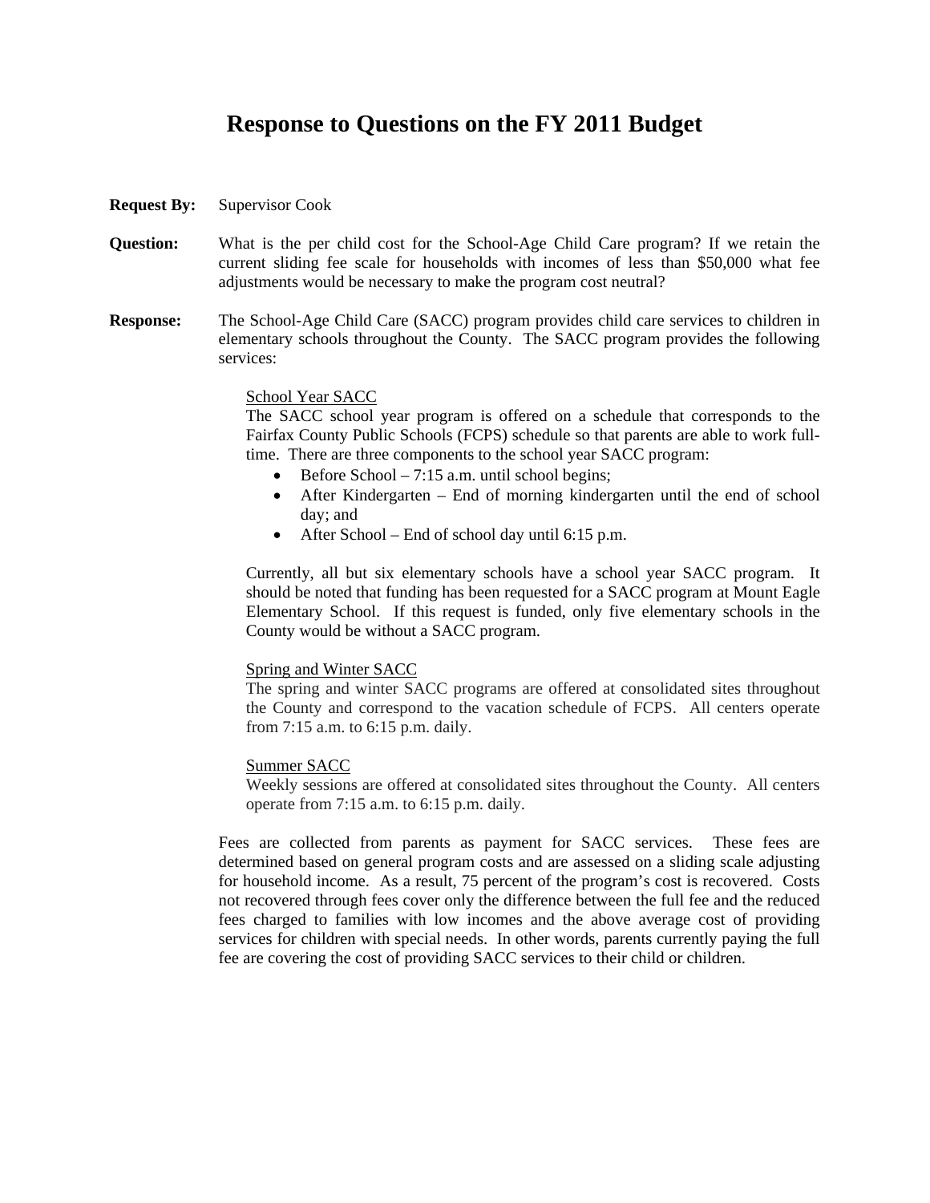# Response to Questions on the FY 2011 Budget

**Request By:** Supervisor Cook

**Question:** What is the per child cost for the School-Age Child Care program? If we retain the current sliding fee scale for households with incomes of less than $50,000 what fee adjustments would be necessary to make the program cost neutral?

**Response:** The School-Age Child Care (SACC) program provides child care services to children in elementary schools throughout the County. The SACC program provides the following services:

School Year SACC

The SACC school year program is offered on a schedule that corresponds to the Fairfax County Public Schools (FCPS) schedule so that parents are able to work full-time. There are three components to the school year SACC program:

- Before School – 7:15 a.m. until school begins;
- After Kindergarten – End of morning kindergarten until the end of school day; and
- After School – End of school day until 6:15 p.m.

Currently, all but six elementary schools have a school year SACC program. It should be noted that funding has been requested for a SACC program at Mount Eagle Elementary School. If this request is funded, only five elementary schools in the County would be without a SACC program.

Spring and Winter SACC

The spring and winter SACC programs are offered at consolidated sites throughout the County and correspond to the vacation schedule of FCPS. All centers operate from 7:15 a.m. to 6:15 p.m. daily.

Summer SACC

Weekly sessions are offered at consolidated sites throughout the County. All centers operate from 7:15 a.m. to 6:15 p.m. daily.

Fees are collected from parents as payment for SACC services. These fees are determined based on general program costs and are assessed on a sliding scale adjusting for household income. As a result, 75 percent of the program's cost is recovered. Costs not recovered through fees cover only the difference between the full fee and the reduced fees charged to families with low incomes and the above average cost of providing services for children with special needs. In other words, parents currently paying the full fee are covering the cost of providing SACC services to their child or children.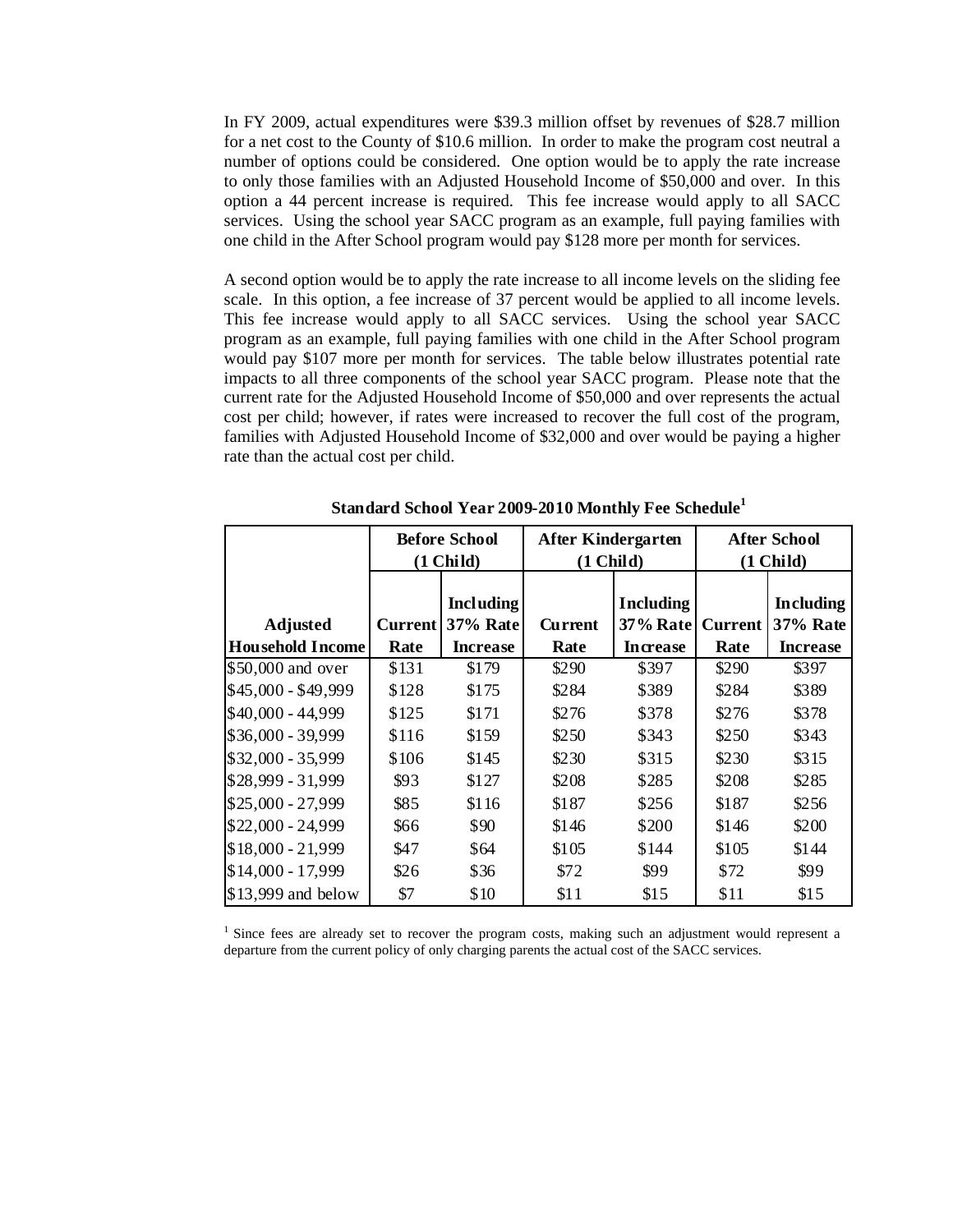In FY 2009, actual expenditures were $39.3 million offset by revenues of $28.7 million for a net cost to the County of $10.6 million. In order to make the program cost neutral a number of options could be considered. One option would be to apply the rate increase to only those families with an Adjusted Household Income of $50,000 and over. In this option a 44 percent increase is required. This fee increase would apply to all SACC services. Using the school year SACC program as an example, full paying families with one child in the After School program would pay $128 more per month for services.

A second option would be to apply the rate increase to all income levels on the sliding fee scale. In this option, a fee increase of 37 percent would be applied to all income levels. This fee increase would apply to all SACC services. Using the school year SACC program as an example, full paying families with one child in the After School program would pay $107 more per month for services. The table below illustrates potential rate impacts to all three components of the school year SACC program. Please note that the current rate for the Adjusted Household Income of $50,000 and over represents the actual cost per child; however, if rates were increased to recover the full cost of the program, families with Adjusted Household Income of $32,000 and over would be paying a higher rate than the actual cost per child.

**Standard School Year 2009-2010 Monthly Fee Schedule[1]**

| | Before School (1 Child) | | After Kindergarten (1 Child) | | After School (1 Child) | |
|---|---|---|---|---|---|---|
| **Adjusted Household Income** | **Current Rate** | **Including 37% Rate Increase** | **Current Rate** | **Including 37% Rate Increase** | **Current Rate** | **Including 37% Rate Increase** |
| $50,000 and over | $131 | $179 | $290 | $397 | $290 | $397 |
| $45,000 - $49,999 | $128 | $175 | $284 | $389 | $284 | $389 |
| $40,000 - 44,999 | $125 | $171 | $276 | $378 | $276 | $378 |
| $36,000 - 39,999 | $116 | $159 | $250 | $343 | $250 | $343 |
| $32,000 - 35,999 | $106 | $145 | $230 | $315 | $230 | $315 |
| $28,999 - 31,999 | $93 | $127 | $208 | $285 | $208 | $285 |
| $25,000 - 27,999 | $85 | $116 | $187 | $256 | $187 | $256 |
| $22,000 - 24,999 | $66 | $90 | $146 | $200 | $146 | $200 |
| $18,000 - 21,999 | $47 | $64 | $105 | $144 | $105 | $144 |
| $14,000 - 17,999 | $26 | $36 | $72 | $99 | $72 | $99 |
| $13,999 and below | $7 | $10 | $11 | $15 | $11 | $15 |

[1] Since fees are already set to recover the program costs, making such an adjustment would represent a departure from the current policy of only charging parents the actual cost of the SACC services.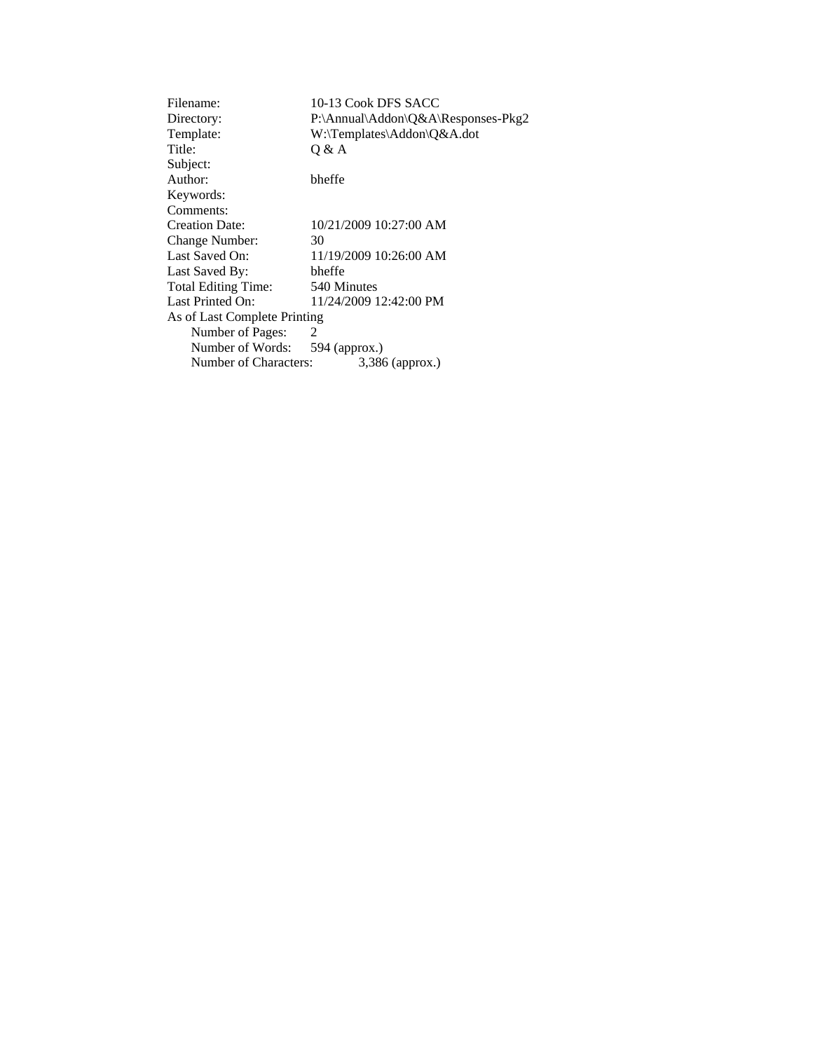| | |
|---|---|
| Filename: | 10-13 Cook DFS SACC |
| Directory: | P:\Annual\Addon\Q&A\Responses-Pkg2 |
| Template: | W:\Templates\Addon\Q&A.dot |
| Title: | Q & A |
| Subject: | |
| Author: | bheffe |
| Keywords: | |
| Comments: | |
| Creation Date: | 10/21/2009 10:27:00 AM |
| Change Number: | 30 |
| Last Saved On: | 11/19/2009 10:26:00 AM |
| Last Saved By: | bheffe |
| Total Editing Time: | 540 Minutes |
| Last Printed On: | 11/24/2009 12:42:00 PM |

As of Last Complete Printing

- Number of Pages: 2
- Number of Words: 594 (approx.)
- Number of Characters: 3,386 (approx.)